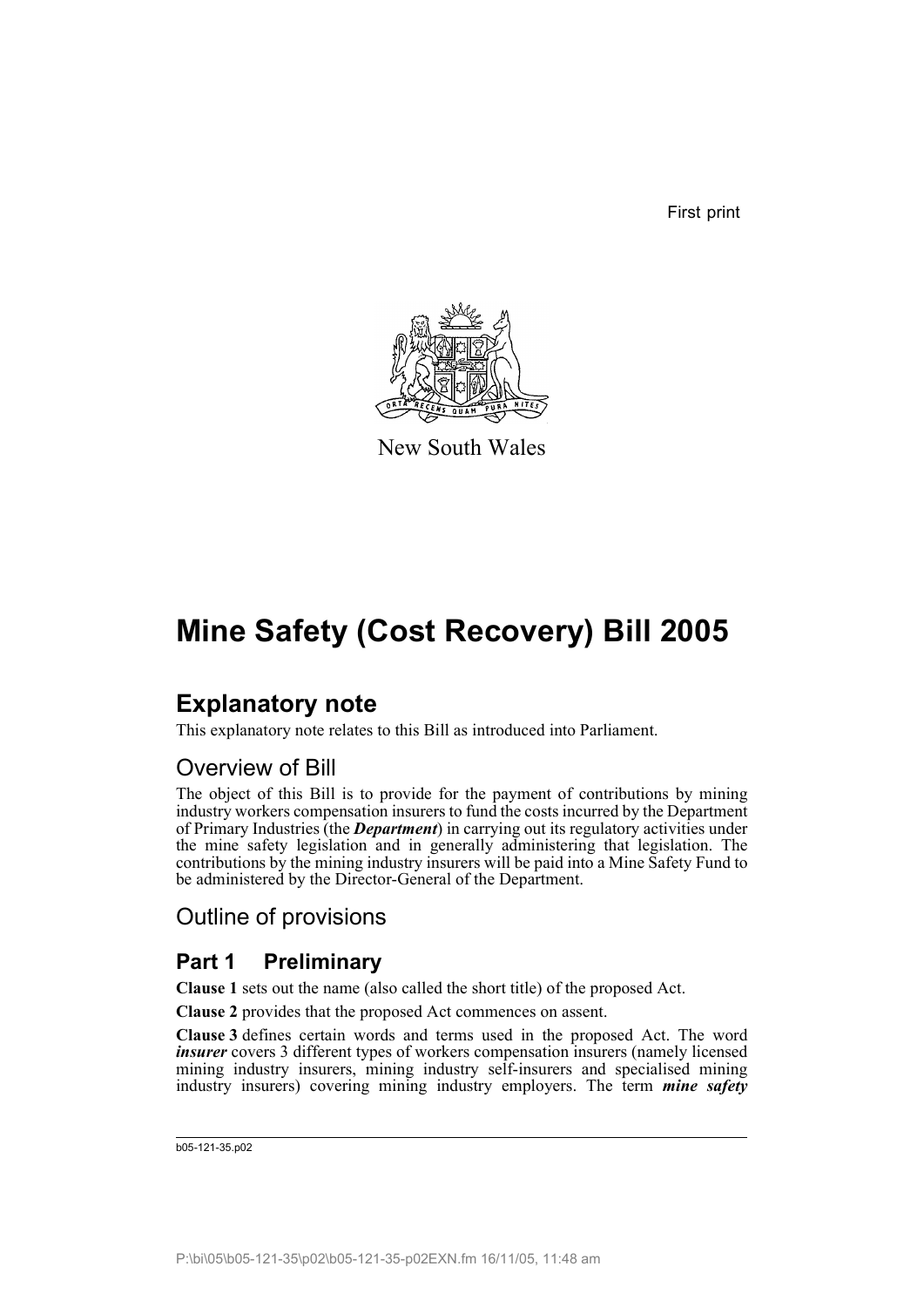First print

New South Wales

# Mine Safety (Cost Recovery) Bill 2005

## Explanatory note

This explanatory note relates to this Bill as introduced into Parliament.

### Overview of Bill

The object of this Bill is to provide for the payment of contributions by mining industry workers compensation insurers to fund the costs incurred by the Department of Primary Industries (the ***Department***) in carrying out its regulatory activities under the mine safety legislation and in generally administering that legislation. The contributions by the mining industry insurers will be paid into a Mine Safety Fund to be administered by the Director-General of the Department.

### Outline of provisions

#### Part 1 Preliminary

**Clause 1** sets out the name (also called the short title) of the proposed Act.

**Clause 2** provides that the proposed Act commences on assent.

**Clause 3** defines certain words and terms used in the proposed Act. The word ***insurer*** covers 3 different types of workers compensation insurers (namely licensed mining industry insurers, mining industry self-insurers and specialised mining industry insurers) covering mining industry employers. The term ***mine safety***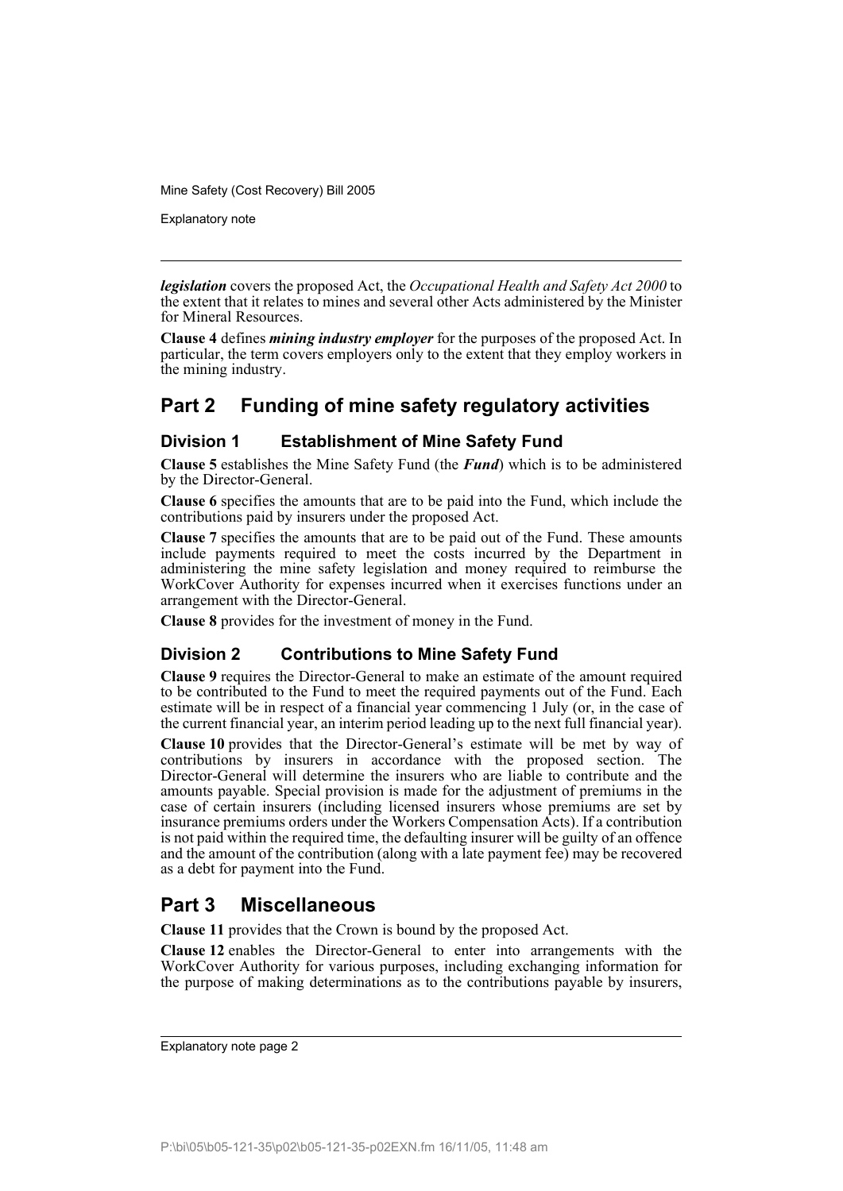***legislation*** covers the proposed Act, the *Occupational Health and Safety Act 2000* to the extent that it relates to mines and several other Acts administered by the Minister for Mineral Resources.

**Clause 4** defines ***mining industry employer*** for the purposes of the proposed Act. In particular, the term covers employers only to the extent that they employ workers in the mining industry.

## Part 2 Funding of mine safety regulatory activities

### Division 1 Establishment of Mine Safety Fund

**Clause 5** establishes the Mine Safety Fund (the ***Fund***) which is to be administered by the Director-General.

**Clause 6** specifies the amounts that are to be paid into the Fund, which include the contributions paid by insurers under the proposed Act.

**Clause 7** specifies the amounts that are to be paid out of the Fund. These amounts include payments required to meet the costs incurred by the Department in administering the mine safety legislation and money required to reimburse the WorkCover Authority for expenses incurred when it exercises functions under an arrangement with the Director-General.

**Clause 8** provides for the investment of money in the Fund.

### Division 2 Contributions to Mine Safety Fund

**Clause 9** requires the Director-General to make an estimate of the amount required to be contributed to the Fund to meet the required payments out of the Fund. Each estimate will be in respect of a financial year commencing 1 July (or, in the case of the current financial year, an interim period leading up to the next full financial year).

**Clause 10** provides that the Director-General's estimate will be met by way of contributions by insurers in accordance with the proposed section. The Director-General will determine the insurers who are liable to contribute and the amounts payable. Special provision is made for the adjustment of premiums in the case of certain insurers (including licensed insurers whose premiums are set by insurance premiums orders under the Workers Compensation Acts). If a contribution is not paid within the required time, the defaulting insurer will be guilty of an offence and the amount of the contribution (along with a late payment fee) may be recovered as a debt for payment into the Fund.

## Part 3 Miscellaneous

**Clause 11** provides that the Crown is bound by the proposed Act.

**Clause 12** enables the Director-General to enter into arrangements with the WorkCover Authority for various purposes, including exchanging information for the purpose of making determinations as to the contributions payable by insurers,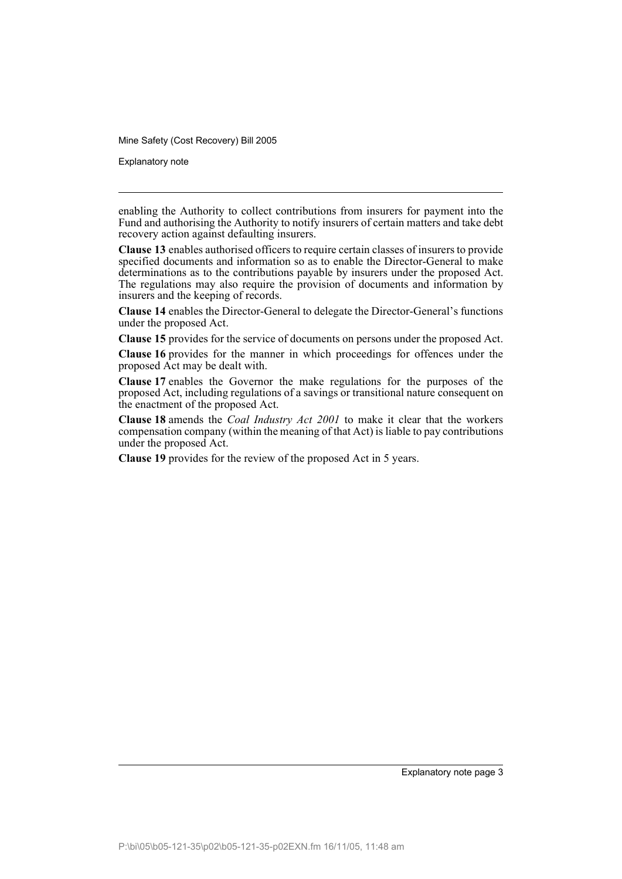enabling the Authority to collect contributions from insurers for payment into the Fund and authorising the Authority to notify insurers of certain matters and take debt recovery action against defaulting insurers.

**Clause 13** enables authorised officers to require certain classes of insurers to provide specified documents and information so as to enable the Director-General to make determinations as to the contributions payable by insurers under the proposed Act. The regulations may also require the provision of documents and information by insurers and the keeping of records.

**Clause 14** enables the Director-General to delegate the Director-General's functions under the proposed Act.

**Clause 15** provides for the service of documents on persons under the proposed Act.

**Clause 16** provides for the manner in which proceedings for offences under the proposed Act may be dealt with.

**Clause 17** enables the Governor the make regulations for the purposes of the proposed Act, including regulations of a savings or transitional nature consequent on the enactment of the proposed Act.

**Clause 18** amends the *Coal Industry Act 2001* to make it clear that the workers compensation company (within the meaning of that Act) is liable to pay contributions under the proposed Act.

**Clause 19** provides for the review of the proposed Act in 5 years.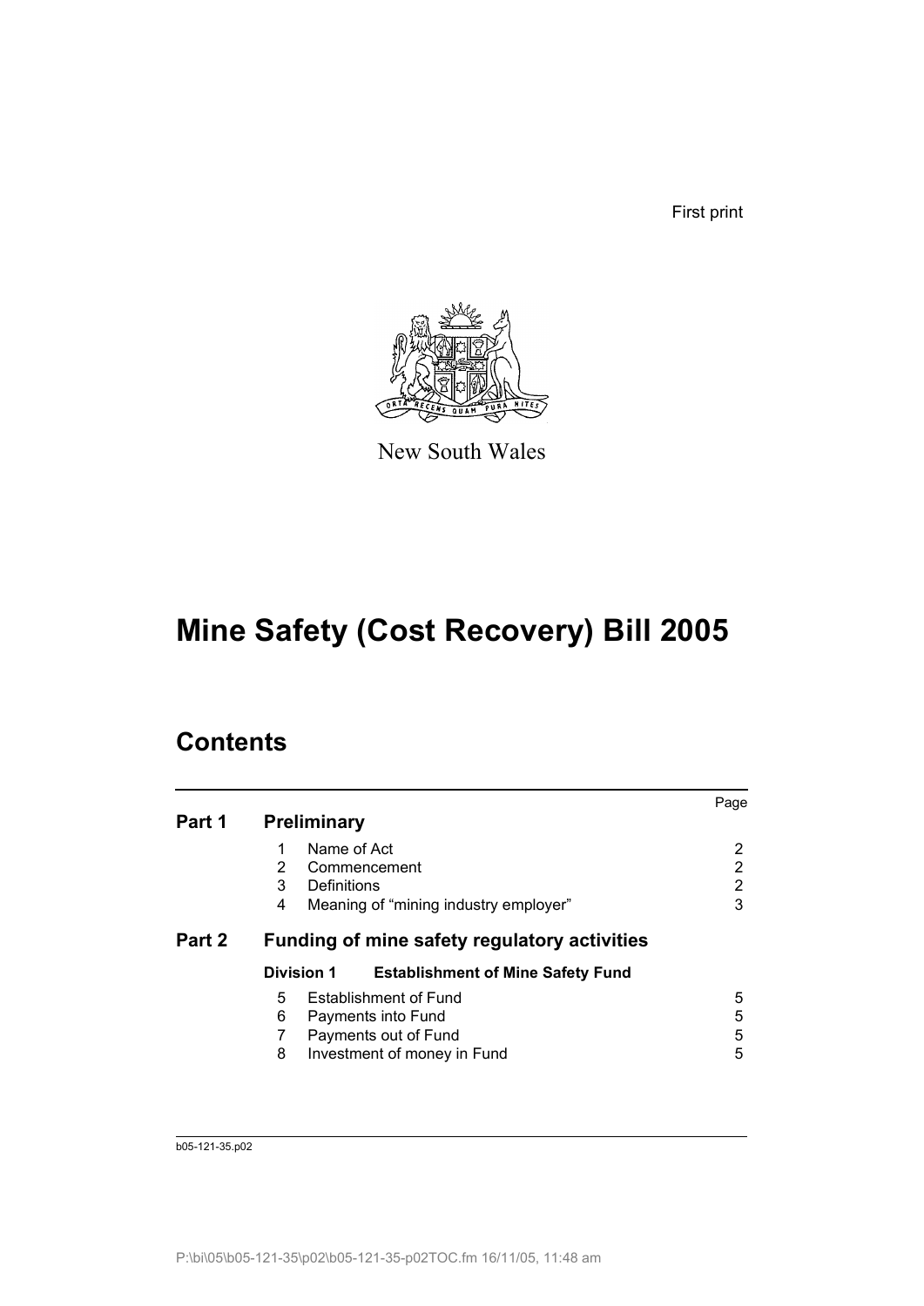First print

New South Wales

# Mine Safety (Cost Recovery) Bill 2005

## Contents

| | | Page |
|---|---|---|
| **Part 1** | **Preliminary** | |
| | 1 Name of Act | 2 |
| | 2 Commencement | 2 |
| | 3 Definitions | 2 |
| | 4 Meaning of "mining industry employer" | 3 |
| **Part 2** | **Funding of mine safety regulatory activities** | |
| | **Division 1 Establishment of Mine Safety Fund** | |
| | 5 Establishment of Fund | 5 |
| | 6 Payments into Fund | 5 |
| | 7 Payments out of Fund | 5 |
| | 8 Investment of money in Fund | 5 |

b05-121-35.p02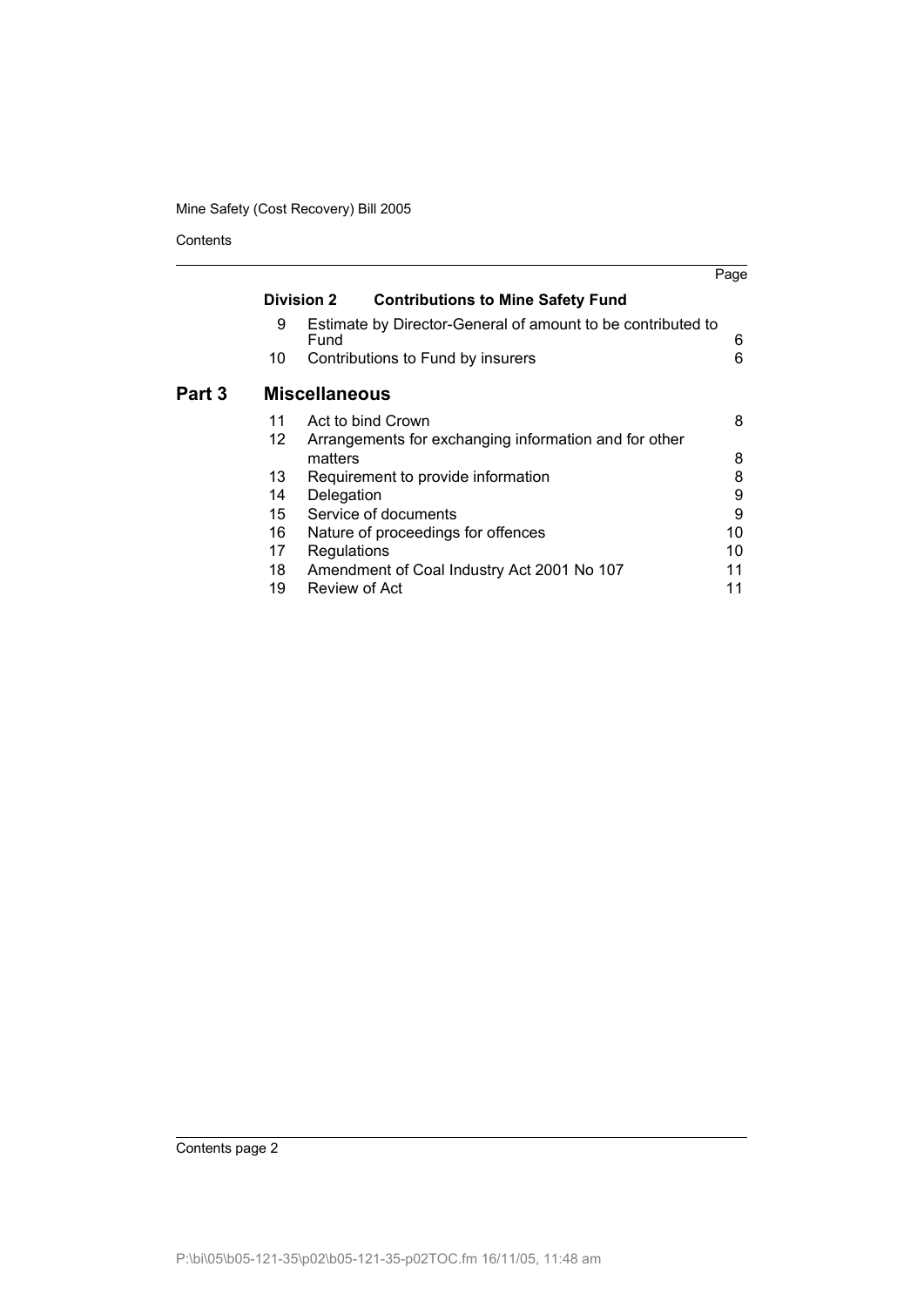| | | | Page |
|---|---|---|---|
| | **Division 2** | **Contributions to Mine Safety Fund** | |
| | 9 | Estimate by Director-General of amount to be contributed to Fund | 6 |
| | 10 | Contributions to Fund by insurers | 6 |
| **Part 3** | **Miscellaneous** | | |
| | 11 | Act to bind Crown | 8 |
| | 12 | Arrangements for exchanging information and for other matters | 8 |
| | 13 | Requirement to provide information | 8 |
| | 14 | Delegation | 9 |
| | 15 | Service of documents | 9 |
| | 16 | Nature of proceedings for offences | 10 |
| | 17 | Regulations | 10 |
| | 18 | Amendment of Coal Industry Act 2001 No 107 | 11 |
| | 19 | Review of Act | 11 |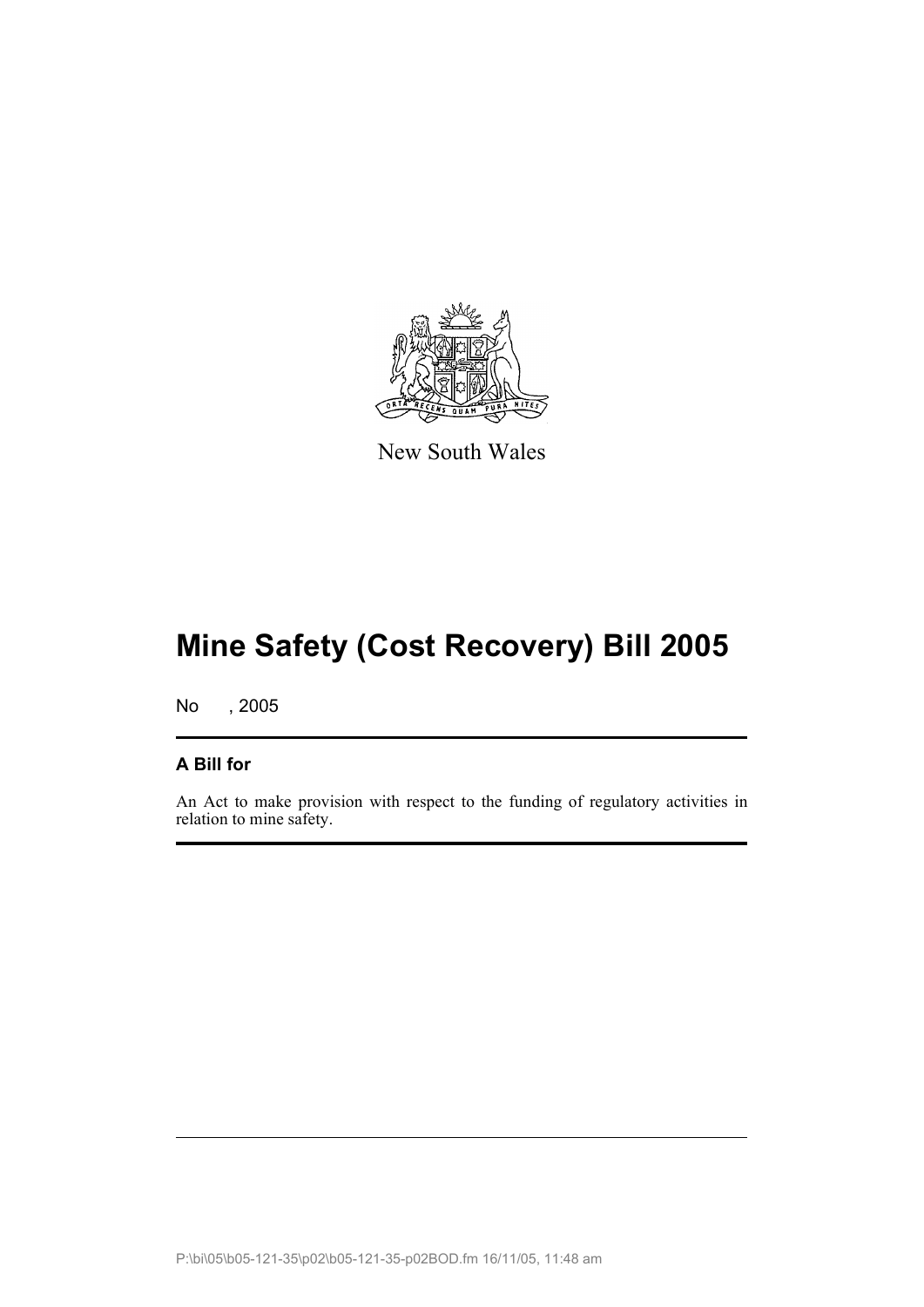New South Wales

# Mine Safety (Cost Recovery) Bill 2005

No , 2005

## A Bill for

An Act to make provision with respect to the funding of regulatory activities in relation to mine safety.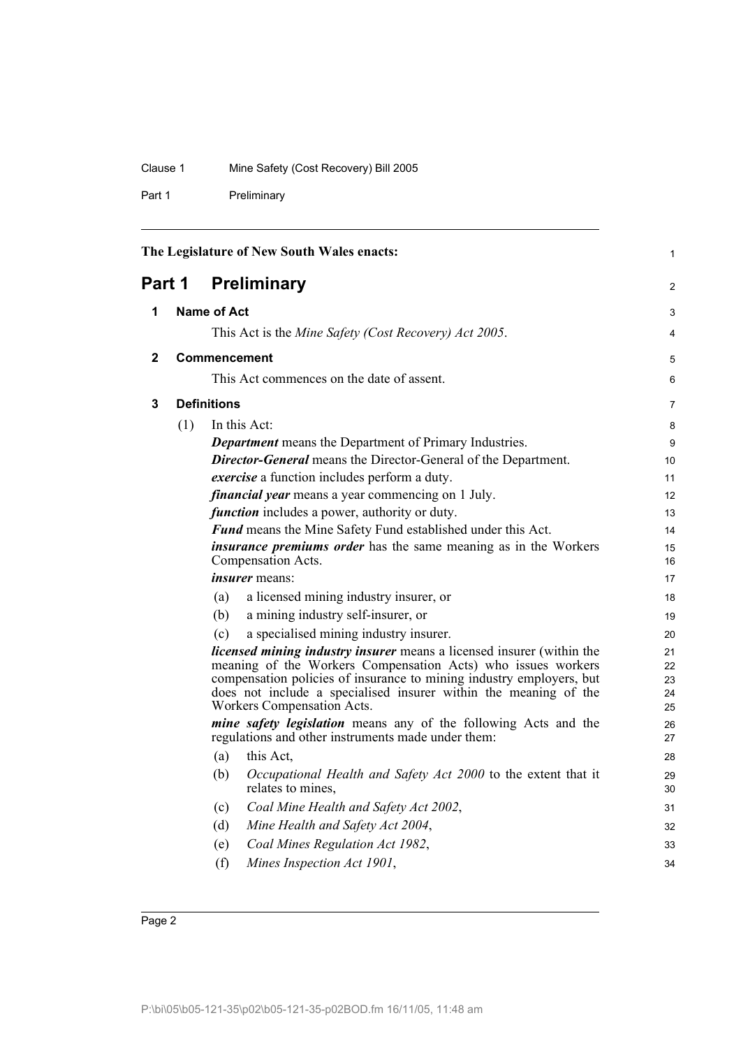The Legislature of New South Wales enacts:

# Part 1 Preliminary

## 1 Name of Act

This Act is the *Mine Safety (Cost Recovery) Act 2005*.

## 2 Commencement

This Act commences on the date of assent.

## 3 Definitions

(1) In this Act:

***Department*** means the Department of Primary Industries.

***Director-General*** means the Director-General of the Department.

***exercise*** a function includes perform a duty.

***financial year*** means a year commencing on 1 July.

***function*** includes a power, authority or duty.

***Fund*** means the Mine Safety Fund established under this Act.

***insurance premiums order*** has the same meaning as in the Workers Compensation Acts.

***insurer*** means:

(a) a licensed mining industry insurer, or

(b) a mining industry self-insurer, or

(c) a specialised mining industry insurer.

***licensed mining industry insurer*** means a licensed insurer (within the meaning of the Workers Compensation Acts) who issues workers compensation policies of insurance to mining industry employers, but does not include a specialised insurer within the meaning of the Workers Compensation Acts.

***mine safety legislation*** means any of the following Acts and the regulations and other instruments made under them:

(a) this Act,

(b) *Occupational Health and Safety Act 2000* to the extent that it relates to mines,

(c) *Coal Mine Health and Safety Act 2002*,

(d) *Mine Health and Safety Act 2004*,

(e) *Coal Mines Regulation Act 1982*,

(f) *Mines Inspection Act 1901*,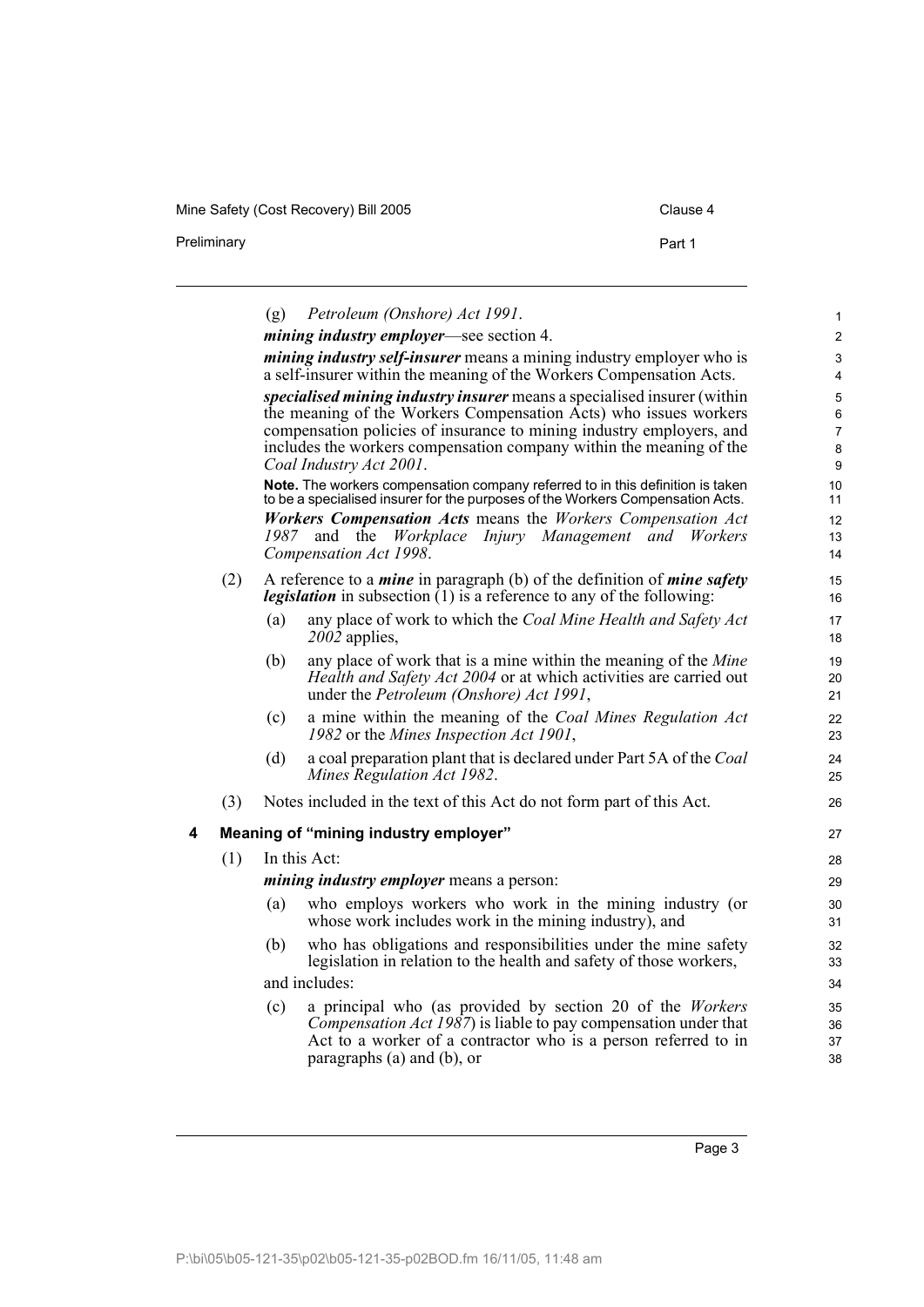(g) *Petroleum (Onshore) Act 1991*.

***mining industry employer***—see section 4.

***mining industry self-insurer*** means a mining industry employer who is a self-insurer within the meaning of the Workers Compensation Acts.

***specialised mining industry insurer*** means a specialised insurer (within the meaning of the Workers Compensation Acts) who issues workers compensation policies of insurance to mining industry employers, and includes the workers compensation company within the meaning of the *Coal Industry Act 2001*.

**Note.** The workers compensation company referred to in this definition is taken to be a specialised insurer for the purposes of the Workers Compensation Acts.

***Workers Compensation Acts*** means the *Workers Compensation Act 1987* and the *Workplace Injury Management and Workers Compensation Act 1998*.

(2) A reference to a ***mine*** in paragraph (b) of the definition of ***mine safety legislation*** in subsection (1) is a reference to any of the following:

(a) any place of work to which the *Coal Mine Health and Safety Act 2002* applies,

(b) any place of work that is a mine within the meaning of the *Mine Health and Safety Act 2004* or at which activities are carried out under the *Petroleum (Onshore) Act 1991*,

(c) a mine within the meaning of the *Coal Mines Regulation Act 1982* or the *Mines Inspection Act 1901*,

(d) a coal preparation plant that is declared under Part 5A of the *Coal Mines Regulation Act 1982*.

(3) Notes included in the text of this Act do not form part of this Act.

## 4 Meaning of "mining industry employer"

(1) In this Act:

***mining industry employer*** means a person:

(a) who employs workers who work in the mining industry (or whose work includes work in the mining industry), and

(b) who has obligations and responsibilities under the mine safety legislation in relation to the health and safety of those workers,

and includes:

(c) a principal who (as provided by section 20 of the *Workers Compensation Act 1987*) is liable to pay compensation under that Act to a worker of a contractor who is a person referred to in paragraphs (a) and (b), or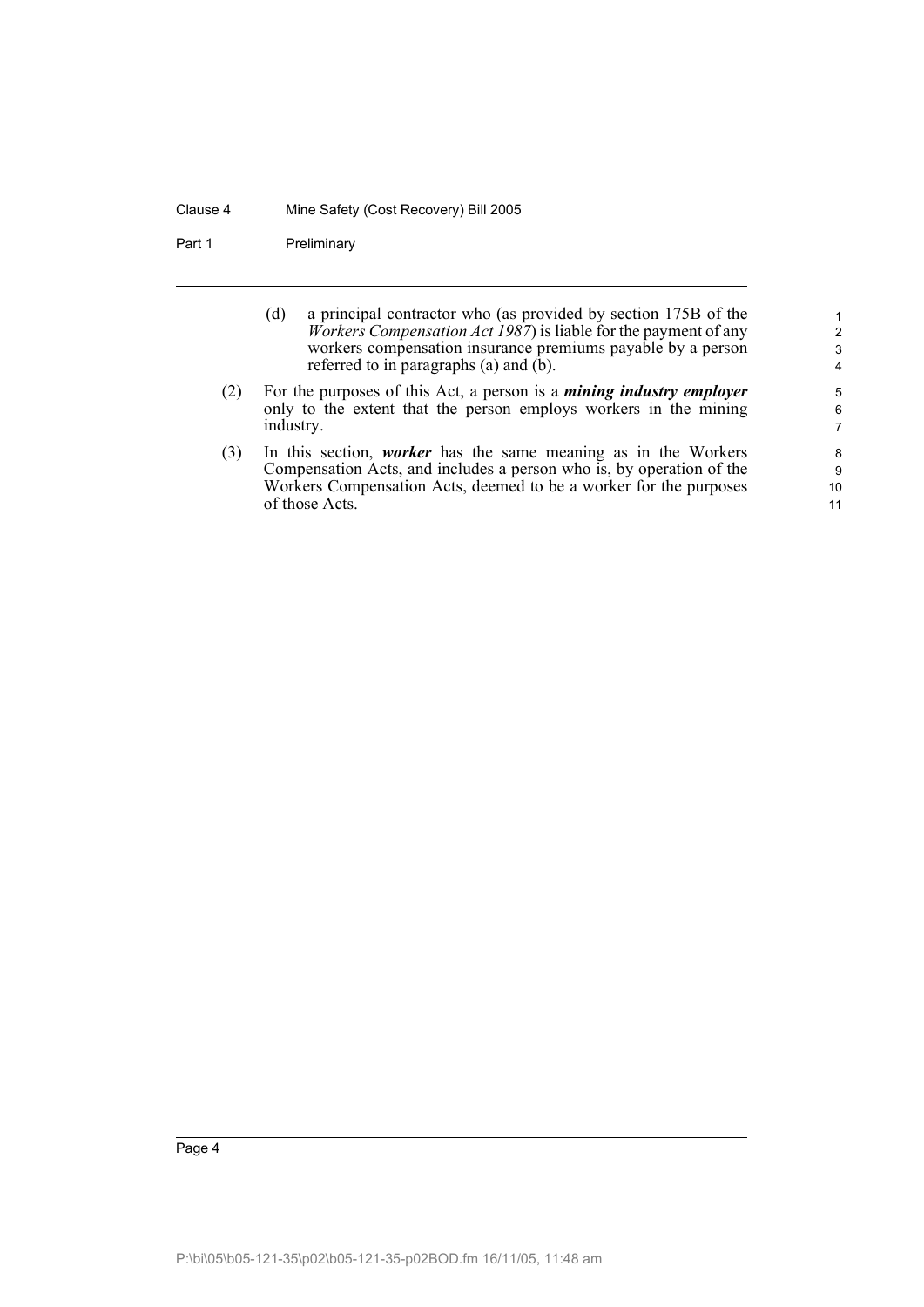(d) a principal contractor who (as provided by section 175B of the *Workers Compensation Act 1987*) is liable for the payment of any workers compensation insurance premiums payable by a person referred to in paragraphs (a) and (b).

(2) For the purposes of this Act, a person is a ***mining industry employer*** only to the extent that the person employs workers in the mining industry.

(3) In this section, ***worker*** has the same meaning as in the Workers Compensation Acts, and includes a person who is, by operation of the Workers Compensation Acts, deemed to be a worker for the purposes of those Acts.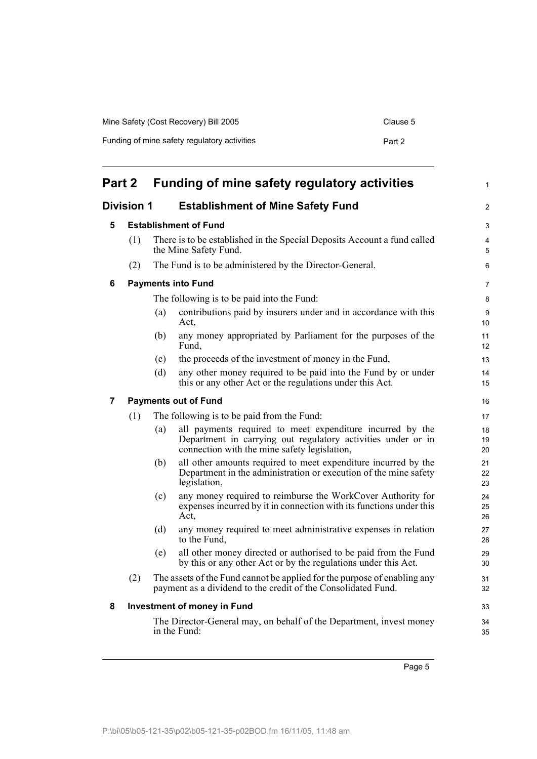# Part 2 Funding of mine safety regulatory activities

## Division 1 Establishment of Mine Safety Fund

### 5 Establishment of Fund

(1) There is to be established in the Special Deposits Account a fund called the Mine Safety Fund.

(2) The Fund is to be administered by the Director-General.

### 6 Payments into Fund

The following is to be paid into the Fund:

(a) contributions paid by insurers under and in accordance with this Act,

(b) any money appropriated by Parliament for the purposes of the Fund,

(c) the proceeds of the investment of money in the Fund,

(d) any other money required to be paid into the Fund by or under this or any other Act or the regulations under this Act.

### 7 Payments out of Fund

(1) The following is to be paid from the Fund:

(a) all payments required to meet expenditure incurred by the Department in carrying out regulatory activities under or in connection with the mine safety legislation,

(b) all other amounts required to meet expenditure incurred by the Department in the administration or execution of the mine safety legislation,

(c) any money required to reimburse the WorkCover Authority for expenses incurred by it in connection with its functions under this Act,

(d) any money required to meet administrative expenses in relation to the Fund,

(e) all other money directed or authorised to be paid from the Fund by this or any other Act or by the regulations under this Act.

(2) The assets of the Fund cannot be applied for the purpose of enabling any payment as a dividend to the credit of the Consolidated Fund.

### 8 Investment of money in Fund

The Director-General may, on behalf of the Department, invest money in the Fund: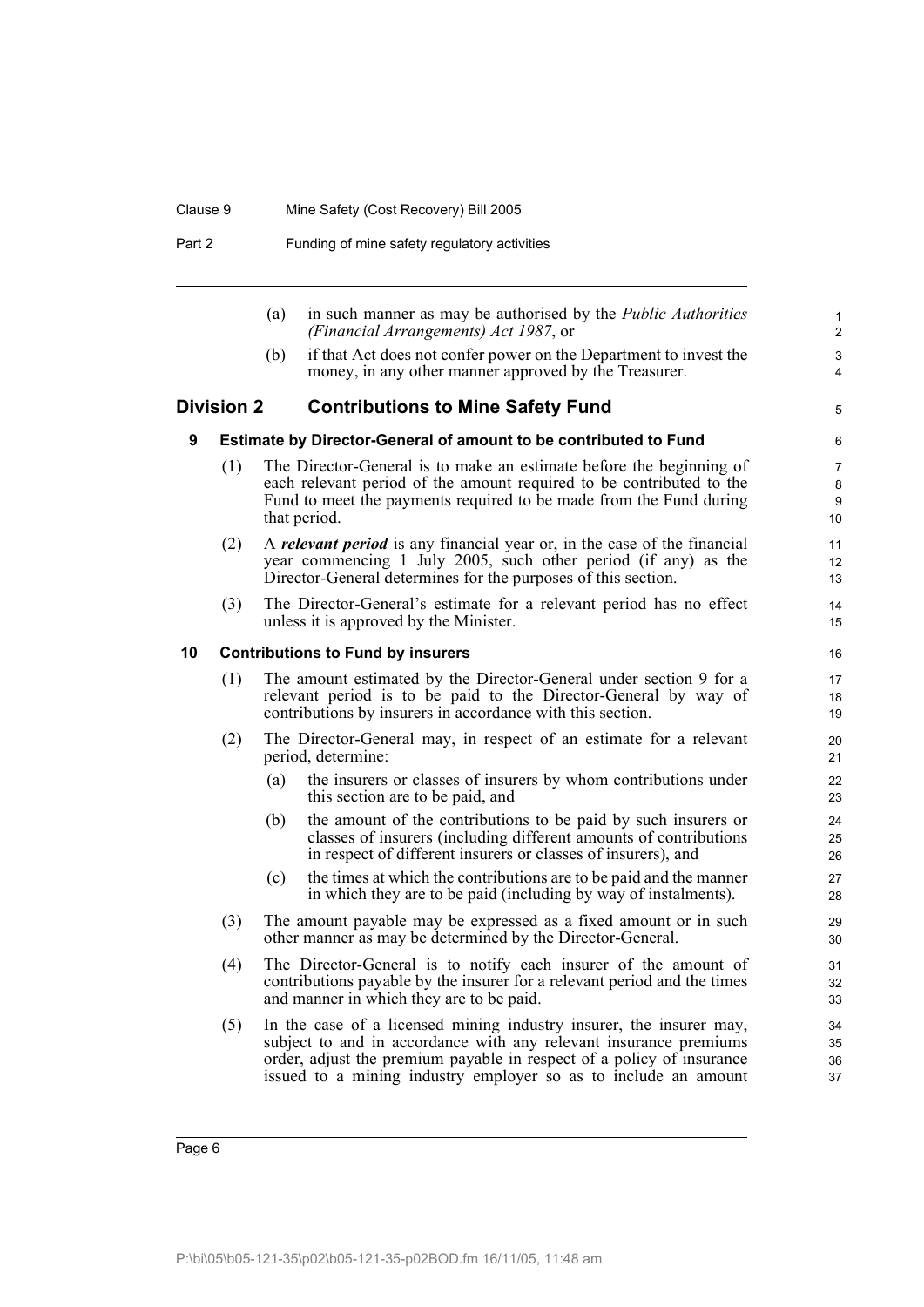(a) in such manner as may be authorised by the *Public Authorities (Financial Arrangements) Act 1987*, or

(b) if that Act does not confer power on the Department to invest the money, in any other manner approved by the Treasurer.

## Division 2 Contributions to Mine Safety Fund

### 9 Estimate by Director-General of amount to be contributed to Fund

(1) The Director-General is to make an estimate before the beginning of each relevant period of the amount required to be contributed to the Fund to meet the payments required to be made from the Fund during that period.

(2) A ***relevant period*** is any financial year or, in the case of the financial year commencing 1 July 2005, such other period (if any) as the Director-General determines for the purposes of this section.

(3) The Director-General's estimate for a relevant period has no effect unless it is approved by the Minister.

### 10 Contributions to Fund by insurers

(1) The amount estimated by the Director-General under section 9 for a relevant period is to be paid to the Director-General by way of contributions by insurers in accordance with this section.

(2) The Director-General may, in respect of an estimate for a relevant period, determine:

(a) the insurers or classes of insurers by whom contributions under this section are to be paid, and

(b) the amount of the contributions to be paid by such insurers or classes of insurers (including different amounts of contributions in respect of different insurers or classes of insurers), and

(c) the times at which the contributions are to be paid and the manner in which they are to be paid (including by way of instalments).

(3) The amount payable may be expressed as a fixed amount or in such other manner as may be determined by the Director-General.

(4) The Director-General is to notify each insurer of the amount of contributions payable by the insurer for a relevant period and the times and manner in which they are to be paid.

(5) In the case of a licensed mining industry insurer, the insurer may, subject to and in accordance with any relevant insurance premiums order, adjust the premium payable in respect of a policy of insurance issued to a mining industry employer so as to include an amount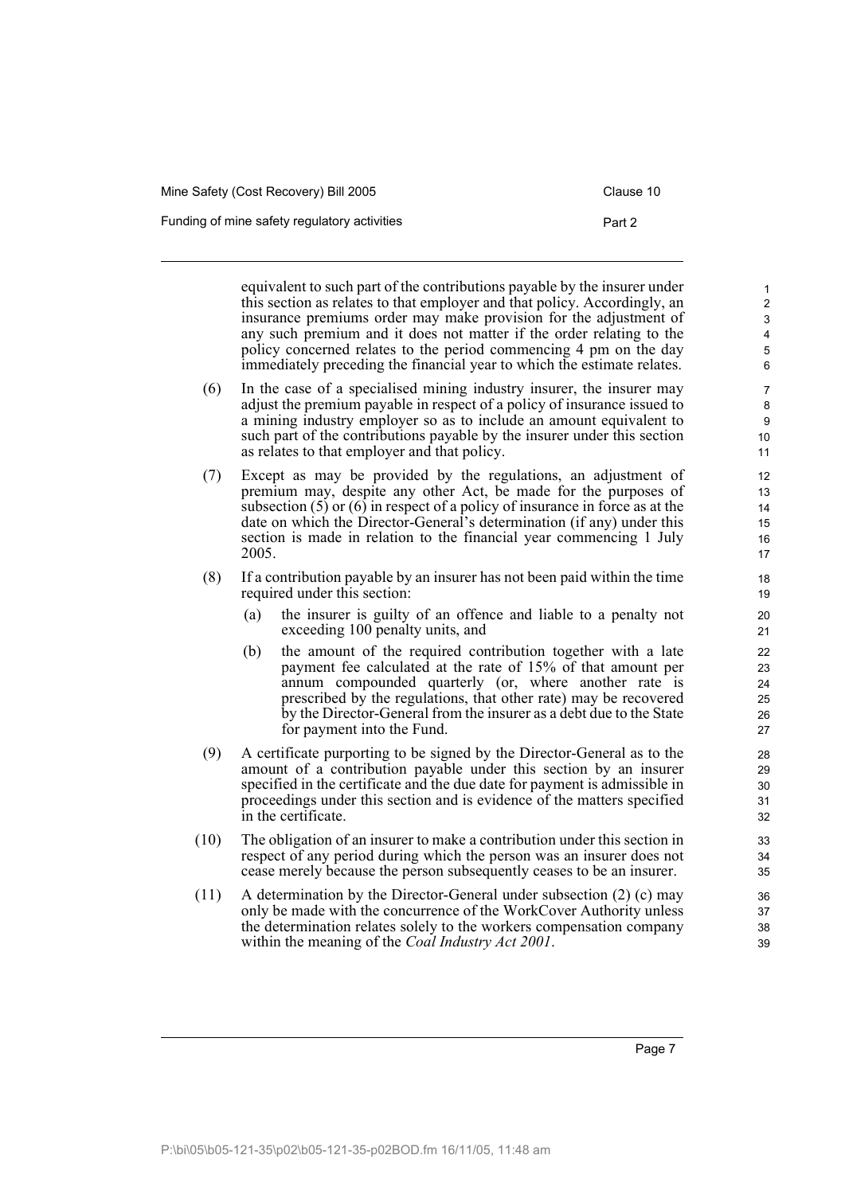equivalent to such part of the contributions payable by the insurer under this section as relates to that employer and that policy. Accordingly, an insurance premiums order may make provision for the adjustment of any such premium and it does not matter if the order relating to the policy concerned relates to the period commencing 4 pm on the day immediately preceding the financial year to which the estimate relates.

(6) In the case of a specialised mining industry insurer, the insurer may adjust the premium payable in respect of a policy of insurance issued to a mining industry employer so as to include an amount equivalent to such part of the contributions payable by the insurer under this section as relates to that employer and that policy.

(7) Except as may be provided by the regulations, an adjustment of premium may, despite any other Act, be made for the purposes of subsection (5) or (6) in respect of a policy of insurance in force as at the date on which the Director-General's determination (if any) under this section is made in relation to the financial year commencing 1 July 2005.

(8) If a contribution payable by an insurer has not been paid within the time required under this section:

- (a) the insurer is guilty of an offence and liable to a penalty not exceeding 100 penalty units, and
- (b) the amount of the required contribution together with a late payment fee calculated at the rate of 15% of that amount per annum compounded quarterly (or, where another rate is prescribed by the regulations, that other rate) may be recovered by the Director-General from the insurer as a debt due to the State for payment into the Fund.

(9) A certificate purporting to be signed by the Director-General as to the amount of a contribution payable under this section by an insurer specified in the certificate and the due date for payment is admissible in proceedings under this section and is evidence of the matters specified in the certificate.

(10) The obligation of an insurer to make a contribution under this section in respect of any period during which the person was an insurer does not cease merely because the person subsequently ceases to be an insurer.

(11) A determination by the Director-General under subsection (2) (c) may only be made with the concurrence of the WorkCover Authority unless the determination relates solely to the workers compensation company within the meaning of the *Coal Industry Act 2001*.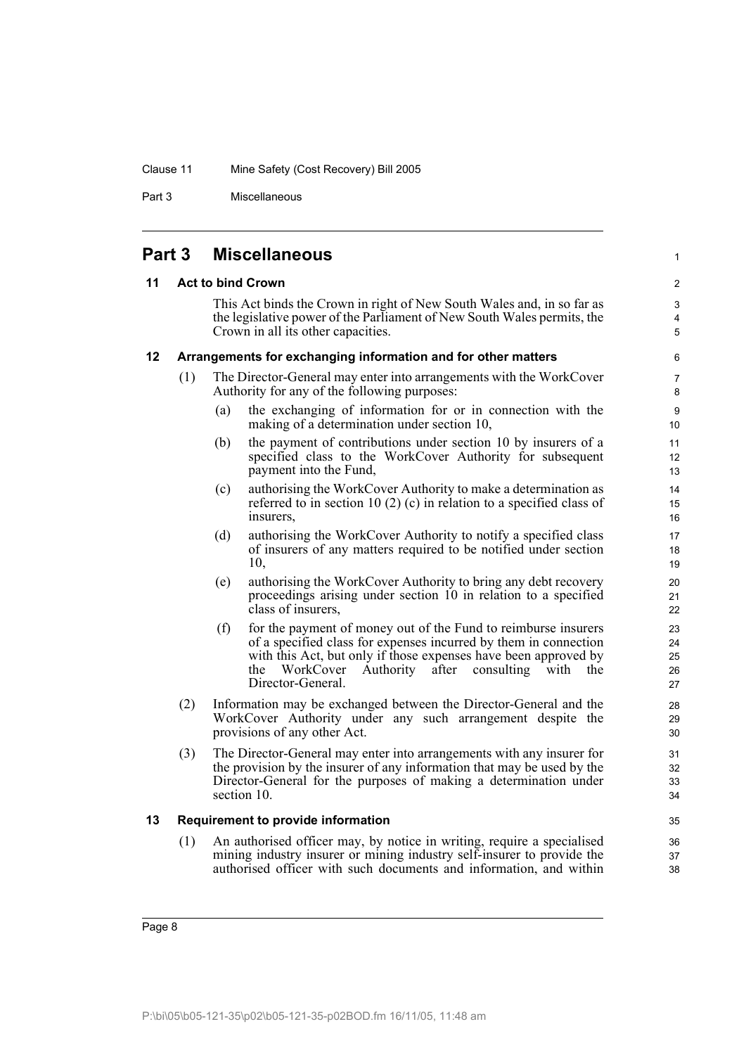## Part 3 Miscellaneous

### 11 Act to bind Crown

This Act binds the Crown in right of New South Wales and, in so far as the legislative power of the Parliament of New South Wales permits, the Crown in all its other capacities.

### 12 Arrangements for exchanging information and for other matters

(1) The Director-General may enter into arrangements with the WorkCover Authority for any of the following purposes:

(a) the exchanging of information for or in connection with the making of a determination under section 10,

(b) the payment of contributions under section 10 by insurers of a specified class to the WorkCover Authority for subsequent payment into the Fund,

(c) authorising the WorkCover Authority to make a determination as referred to in section 10 (2) (c) in relation to a specified class of insurers,

(d) authorising the WorkCover Authority to notify a specified class of insurers of any matters required to be notified under section 10,

(e) authorising the WorkCover Authority to bring any debt recovery proceedings arising under section 10 in relation to a specified class of insurers,

(f) for the payment of money out of the Fund to reimburse insurers of a specified class for expenses incurred by them in connection with this Act, but only if those expenses have been approved by the WorkCover Authority after consulting with the Director-General.

(2) Information may be exchanged between the Director-General and the WorkCover Authority under any such arrangement despite the provisions of any other Act.

(3) The Director-General may enter into arrangements with any insurer for the provision by the insurer of any information that may be used by the Director-General for the purposes of making a determination under section 10.

### 13 Requirement to provide information

(1) An authorised officer may, by notice in writing, require a specialised mining industry insurer or mining industry self-insurer to provide the authorised officer with such documents and information, and within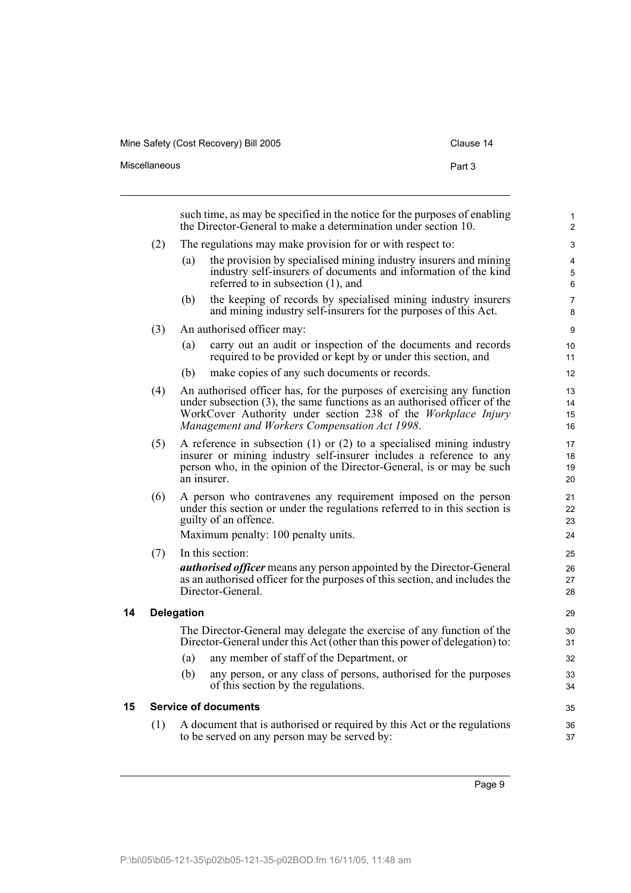such time, as may be specified in the notice for the purposes of enabling the Director-General to make a determination under section 10.

(2) The regulations may make provision for or with respect to:

(a) the provision by specialised mining industry insurers and mining industry self-insurers of documents and information of the kind referred to in subsection (1), and

(b) the keeping of records by specialised mining industry insurers and mining industry self-insurers for the purposes of this Act.

(3) An authorised officer may:

(a) carry out an audit or inspection of the documents and records required to be provided or kept by or under this section, and

(b) make copies of any such documents or records.

(4) An authorised officer has, for the purposes of exercising any function under subsection (3), the same functions as an authorised officer of the WorkCover Authority under section 238 of the *Workplace Injury Management and Workers Compensation Act 1998*.

(5) A reference in subsection (1) or (2) to a specialised mining industry insurer or mining industry self-insurer includes a reference to any person who, in the opinion of the Director-General, is or may be such an insurer.

(6) A person who contravenes any requirement imposed on the person under this section or under the regulations referred to in this section is guilty of an offence.

Maximum penalty: 100 penalty units.

(7) In this section:

***authorised officer*** means any person appointed by the Director-General as an authorised officer for the purposes of this section, and includes the Director-General.

## 14 Delegation

The Director-General may delegate the exercise of any function of the Director-General under this Act (other than this power of delegation) to:

(a) any member of staff of the Department, or

(b) any person, or any class of persons, authorised for the purposes of this section by the regulations.

## 15 Service of documents

(1) A document that is authorised or required by this Act or the regulations to be served on any person may be served by: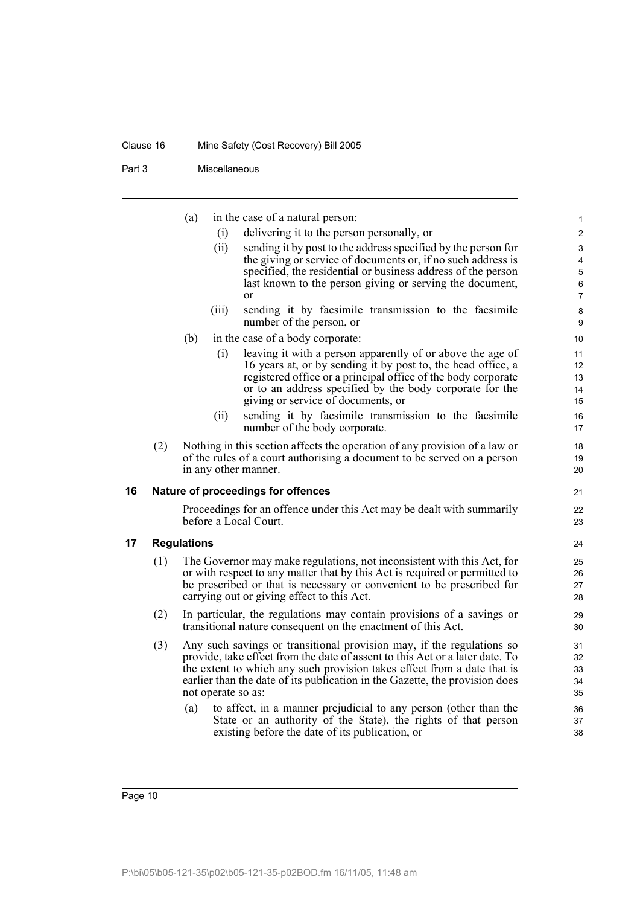(a) in the case of a natural person:

(i) delivering it to the person personally, or

(ii) sending it by post to the address specified by the person for the giving or service of documents or, if no such address is specified, the residential or business address of the person last known to the person giving or serving the document, or

(iii) sending it by facsimile transmission to the facsimile number of the person, or

(b) in the case of a body corporate:

(i) leaving it with a person apparently of or above the age of 16 years at, or by sending it by post to, the head office, a registered office or a principal office of the body corporate or to an address specified by the body corporate for the giving or service of documents, or

(ii) sending it by facsimile transmission to the facsimile number of the body corporate.

(2) Nothing in this section affects the operation of any provision of a law or of the rules of a court authorising a document to be served on a person in any other manner.

## 16 Nature of proceedings for offences

Proceedings for an offence under this Act may be dealt with summarily before a Local Court.

## 17 Regulations

(1) The Governor may make regulations, not inconsistent with this Act, for or with respect to any matter that by this Act is required or permitted to be prescribed or that is necessary or convenient to be prescribed for carrying out or giving effect to this Act.

(2) In particular, the regulations may contain provisions of a savings or transitional nature consequent on the enactment of this Act.

(3) Any such savings or transitional provision may, if the regulations so provide, take effect from the date of assent to this Act or a later date. To the extent to which any such provision takes effect from a date that is earlier than the date of its publication in the Gazette, the provision does not operate so as:

(a) to affect, in a manner prejudicial to any person (other than the State or an authority of the State), the rights of that person existing before the date of its publication, or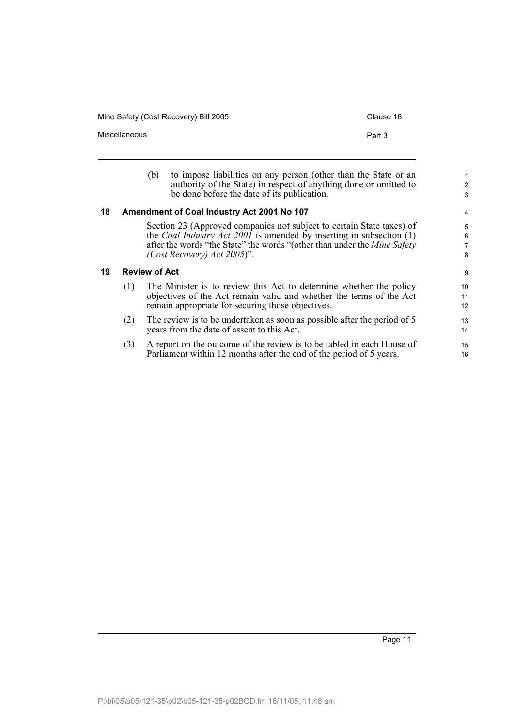(b) to impose liabilities on any person (other than the State or an authority of the State) in respect of anything done or omitted to be done before the date of its publication.

### 18 Amendment of Coal Industry Act 2001 No 107

Section 23 (Approved companies not subject to certain State taxes) of the *Coal Industry Act 2001* is amended by inserting in subsection (1) after the words "the State" the words "(other than under the *Mine Safety (Cost Recovery) Act 2005*)".

### 19 Review of Act

(1) The Minister is to review this Act to determine whether the policy objectives of the Act remain valid and whether the terms of the Act remain appropriate for securing those objectives.

(2) The review is to be undertaken as soon as possible after the period of 5 years from the date of assent to this Act.

(3) A report on the outcome of the review is to be tabled in each House of Parliament within 12 months after the end of the period of 5 years.